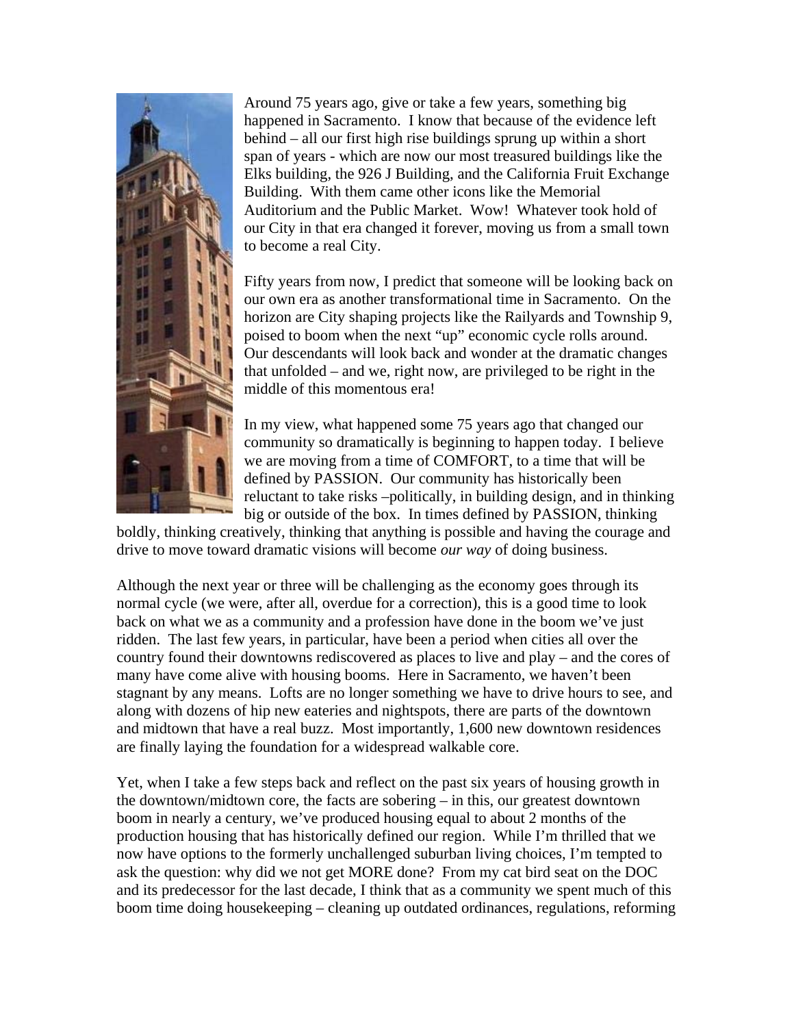Around 75 years ago, give or take a few years, something big happened in Sacramento. I know that because of the evidence left behind – all our first high rise buildings sprung up within a short span of years - which are now our most treasured buildings like the Elks building, the 926 J Building, and the California Fruit Exchange Building. With them came other icons like the Memorial Auditorium and the Public Market. Wow! Whatever took hold of our City in that era changed it forever, moving us from a small town to become a real City.

Fifty years from now, I predict that someone will be looking back on our own era as another transformational time in Sacramento. On the horizon are City shaping projects like the Railyards and Township 9, poised to boom when the next "up" economic cycle rolls around. Our descendants will look back and wonder at the dramatic changes that unfolded – and we, right now, are privileged to be right in the middle of this momentous era!

In my view, what happened some 75 years ago that changed our community so dramatically is beginning to happen today. I believe we are moving from a time of COMFORT, to a time that will be defined by PASSION. Our community has historically been reluctant to take risks –politically, in building design, and in thinking big or outside of the box. In times defined by PASSION, thinking boldly, thinking creatively, thinking that anything is possible and having the courage and drive to move toward dramatic visions will become *our way* of doing business.

Although the next year or three will be challenging as the economy goes through its normal cycle (we were, after all, overdue for a correction), this is a good time to look back on what we as a community and a profession have done in the boom we've just ridden. The last few years, in particular, have been a period when cities all over the country found their downtowns rediscovered as places to live and play – and the cores of many have come alive with housing booms. Here in Sacramento, we haven't been stagnant by any means. Lofts are no longer something we have to drive hours to see, and along with dozens of hip new eateries and nightspots, there are parts of the downtown and midtown that have a real buzz. Most importantly, 1,600 new downtown residences are finally laying the foundation for a widespread walkable core.

Yet, when I take a few steps back and reflect on the past six years of housing growth in the downtown/midtown core, the facts are sobering – in this, our greatest downtown boom in nearly a century, we've produced housing equal to about 2 months of the production housing that has historically defined our region. While I'm thrilled that we now have options to the formerly unchallenged suburban living choices, I'm tempted to ask the question: why did we not get MORE done? From my cat bird seat on the DOC and its predecessor for the last decade, I think that as a community we spent much of this boom time doing housekeeping – cleaning up outdated ordinances, regulations, reforming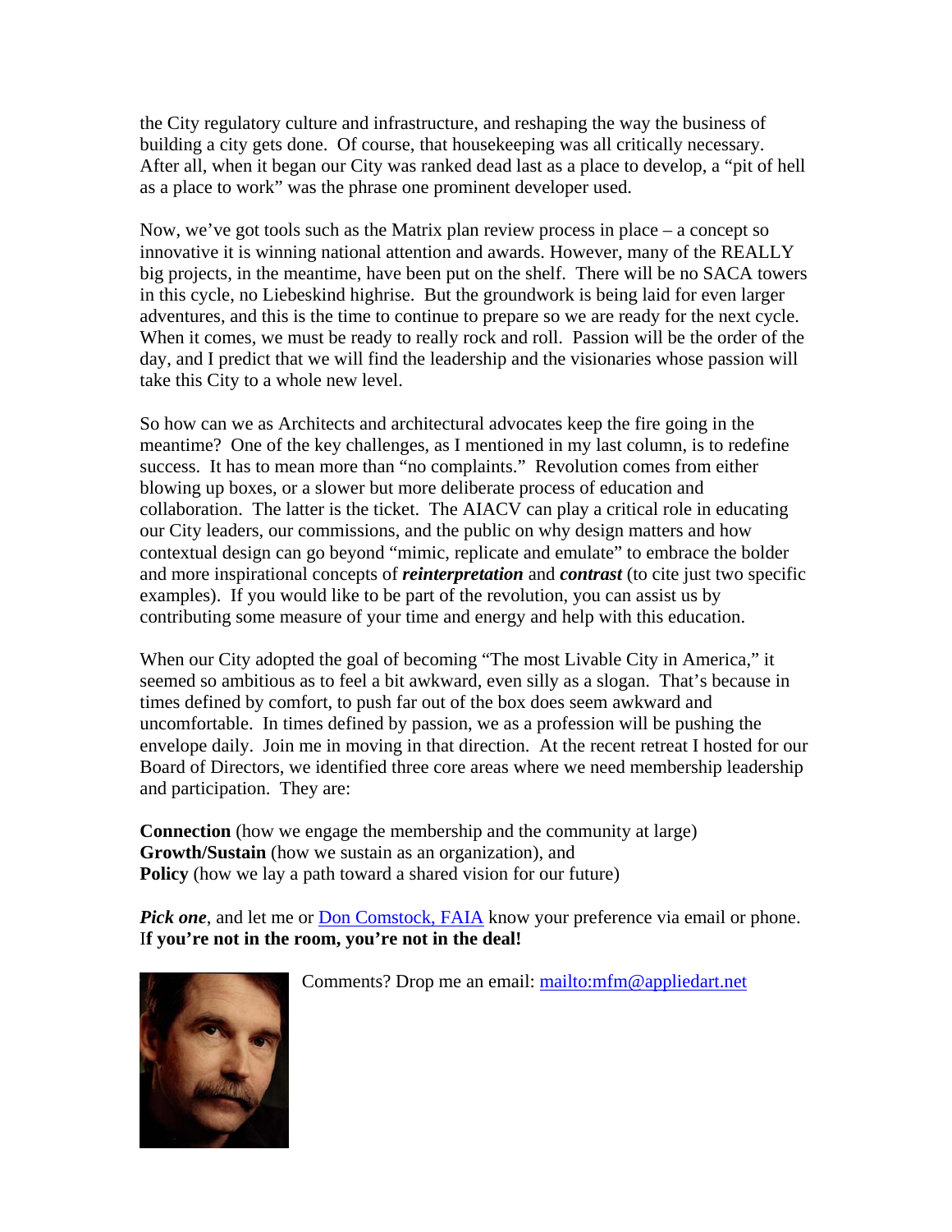the City regulatory culture and infrastructure, and reshaping the way the business of building a city gets done. Of course, that housekeeping was all critically necessary. After all, when it began our City was ranked dead last as a place to develop, a "pit of hell as a place to work" was the phrase one prominent developer used.

Now, we've got tools such as the Matrix plan review process in place – a concept so innovative it is winning national attention and awards. However, many of the REALLY big projects, in the meantime, have been put on the shelf. There will be no SACA towers in this cycle, no Liebeskind highrise. But the groundwork is being laid for even larger adventures, and this is the time to continue to prepare so we are ready for the next cycle. When it comes, we must be ready to really rock and roll. Passion will be the order of the day, and I predict that we will find the leadership and the visionaries whose passion will take this City to a whole new level.

So how can we as Architects and architectural advocates keep the fire going in the meantime? One of the key challenges, as I mentioned in my last column, is to redefine success. It has to mean more than "no complaints." Revolution comes from either blowing up boxes, or a slower but more deliberate process of education and collaboration. The latter is the ticket. The AIACV can play a critical role in educating our City leaders, our commissions, and the public on why design matters and how contextual design can go beyond "mimic, replicate and emulate" to embrace the bolder and more inspirational concepts of ***reinterpretation*** and ***contrast*** (to cite just two specific examples). If you would like to be part of the revolution, you can assist us by contributing some measure of your time and energy and help with this education.

When our City adopted the goal of becoming "The most Livable City in America," it seemed so ambitious as to feel a bit awkward, even silly as a slogan. That's because in times defined by comfort, to push far out of the box does seem awkward and uncomfortable. In times defined by passion, we as a profession will be pushing the envelope daily. Join me in moving in that direction. At the recent retreat I hosted for our Board of Directors, we identified three core areas where we need membership leadership and participation. They are:

**Connection** (how we engage the membership and the community at large)
**Growth/Sustain** (how we sustain as an organization), and
**Policy** (how we lay a path toward a shared vision for our future)

***Pick one***, and let me or Don Comstock, FAIA know your preference via email or phone.
**If you're not in the room, you're not in the deal!**

Comments? Drop me an email: mailto:mfm@appliedart.net